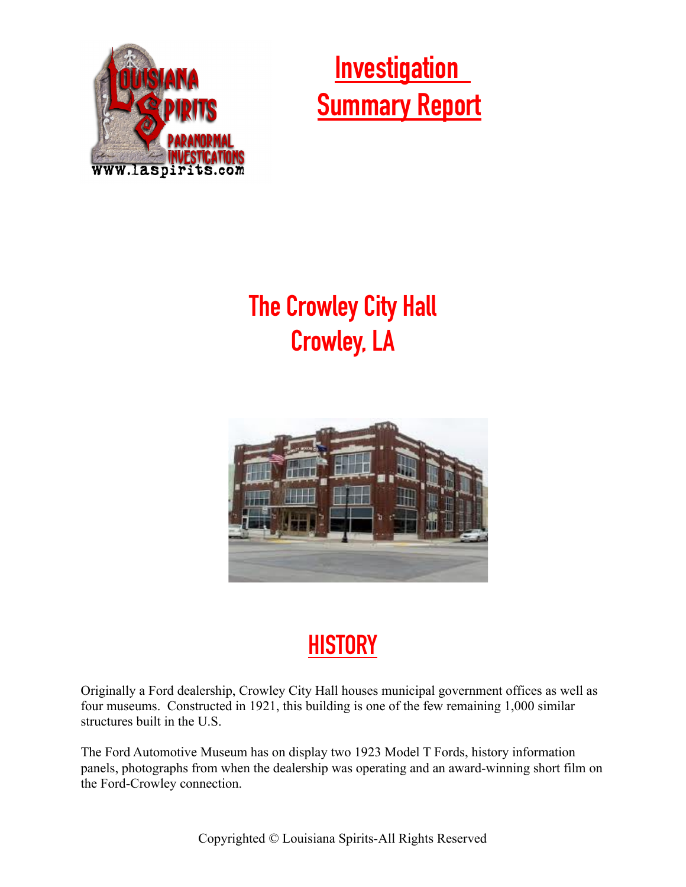# Investigation Summary Report

# The Crowley City Hall
# Crowley, LA

## HISTORY

Originally a Ford dealership, Crowley City Hall houses municipal government offices as well as four museums. Constructed in 1921, this building is one of the few remaining 1,000 similar structures built in the U.S.

The Ford Automotive Museum has on display two 1923 Model T Fords, history information panels, photographs from when the dealership was operating and an award-winning short film on the Ford-Crowley connection.

Copyrighted © Louisiana Spirits-All Rights Reserved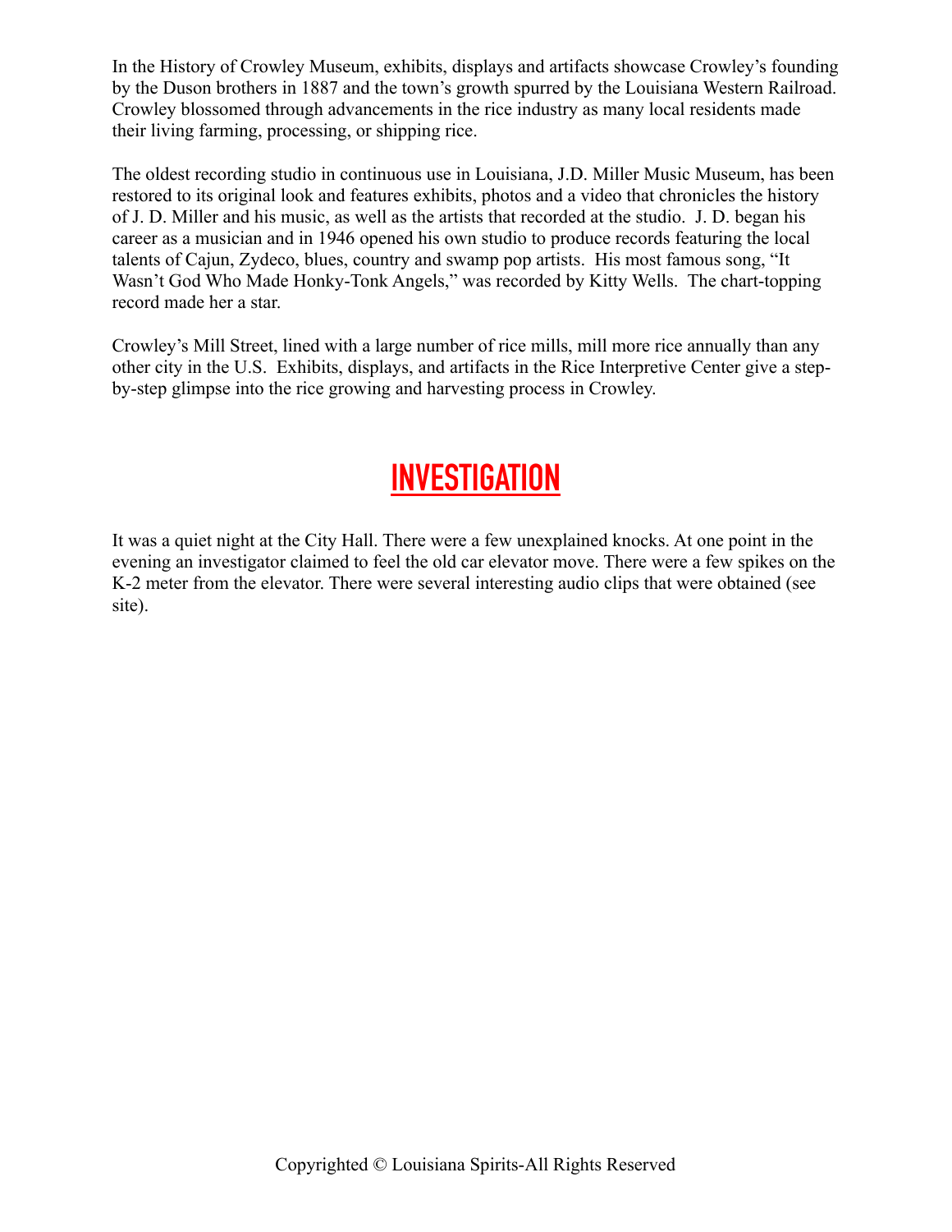In the History of Crowley Museum, exhibits, displays and artifacts showcase Crowley's founding by the Duson brothers in 1887 and the town's growth spurred by the Louisiana Western Railroad. Crowley blossomed through advancements in the rice industry as many local residents made their living farming, processing, or shipping rice.

The oldest recording studio in continuous use in Louisiana, J.D. Miller Music Museum, has been restored to its original look and features exhibits, photos and a video that chronicles the history of J. D. Miller and his music, as well as the artists that recorded at the studio. J. D. began his career as a musician and in 1946 opened his own studio to produce records featuring the local talents of Cajun, Zydeco, blues, country and swamp pop artists. His most famous song, "It Wasn't God Who Made Honky-Tonk Angels," was recorded by Kitty Wells. The chart-topping record made her a star.

Crowley's Mill Street, lined with a large number of rice mills, mill more rice annually than any other city in the U.S. Exhibits, displays, and artifacts in the Rice Interpretive Center give a step-by-step glimpse into the rice growing and harvesting process in Crowley.

## INVESTIGATION

It was a quiet night at the City Hall. There were a few unexplained knocks. At one point in the evening an investigator claimed to feel the old car elevator move. There were a few spikes on the K-2 meter from the elevator. There were several interesting audio clips that were obtained (see site).

Copyrighted © Louisiana Spirits-All Rights Reserved